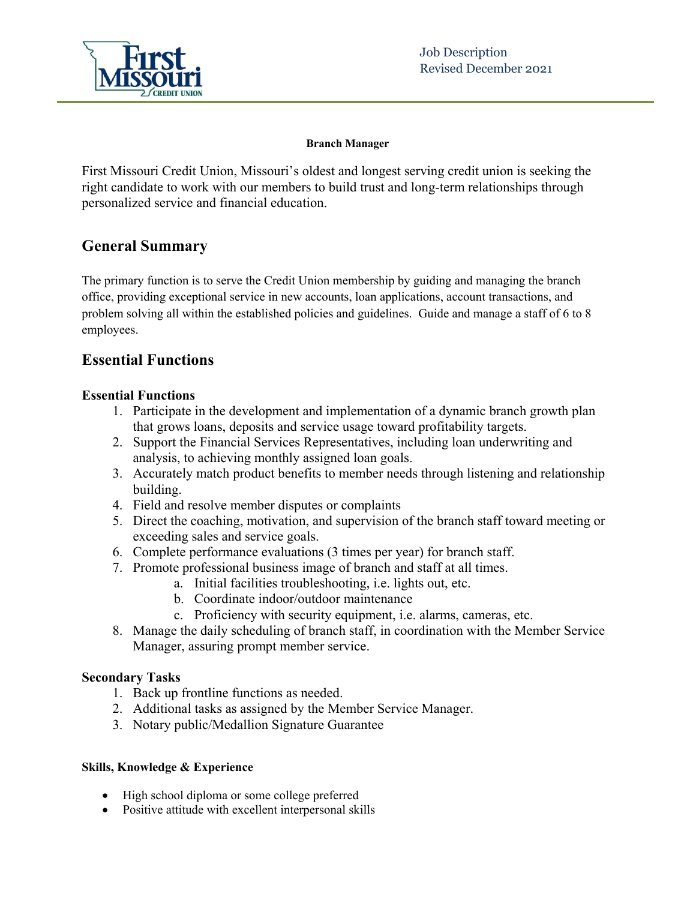Job Description
Revised December 2021

**Branch Manager**

First Missouri Credit Union, Missouri's oldest and longest serving credit union is seeking the right candidate to work with our members to build trust and long-term relationships through personalized service and financial education.

## General Summary

The primary function is to serve the Credit Union membership by guiding and managing the branch office, providing exceptional service in new accounts, loan applications, account transactions, and problem solving all within the established policies and guidelines. Guide and manage a staff of 6 to 8 employees.

## Essential Functions

### Essential Functions

1. Participate in the development and implementation of a dynamic branch growth plan that grows loans, deposits and service usage toward profitability targets.
2. Support the Financial Services Representatives, including loan underwriting and analysis, to achieving monthly assigned loan goals.
3. Accurately match product benefits to member needs through listening and relationship building.
4. Field and resolve member disputes or complaints
5. Direct the coaching, motivation, and supervision of the branch staff toward meeting or exceeding sales and service goals.
6. Complete performance evaluations (3 times per year) for branch staff.
7. Promote professional business image of branch and staff at all times.
    a. Initial facilities troubleshooting, i.e. lights out, etc.
    b. Coordinate indoor/outdoor maintenance
    c. Proficiency with security equipment, i.e. alarms, cameras, etc.
8. Manage the daily scheduling of branch staff, in coordination with the Member Service Manager, assuring prompt member service.

### Secondary Tasks

1. Back up frontline functions as needed.
2. Additional tasks as assigned by the Member Service Manager.
3. Notary public/Medallion Signature Guarantee

#### Skills, Knowledge & Experience

- High school diploma or some college preferred
- Positive attitude with excellent interpersonal skills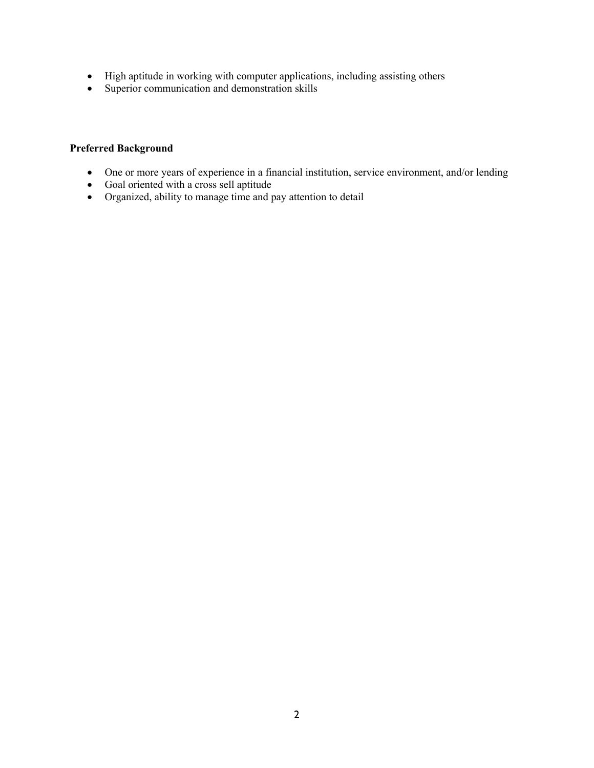- High aptitude in working with computer applications, including assisting others
- Superior communication and demonstration skills

**Preferred Background**

- One or more years of experience in a financial institution, service environment, and/or lending
- Goal oriented with a cross sell aptitude
- Organized, ability to manage time and pay attention to detail